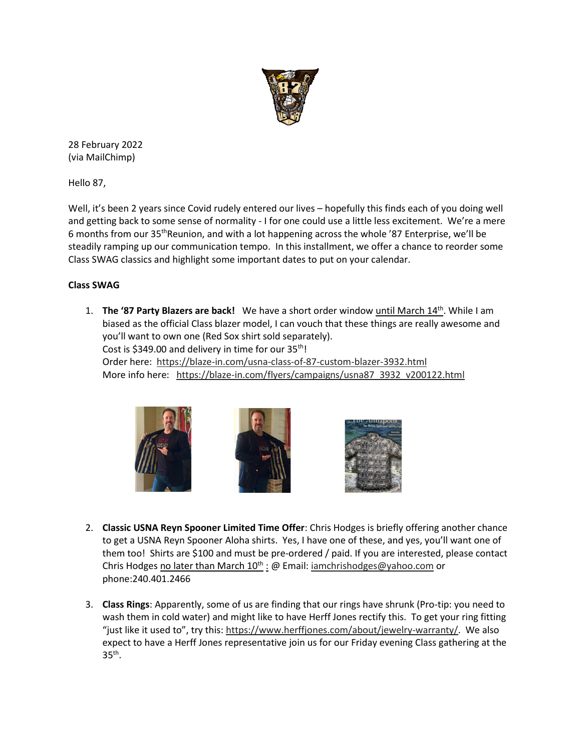28 February 2022
(via MailChimp)

Hello 87,

Well, it's been 2 years since Covid rudely entered our lives – hopefully this finds each of you doing well and getting back to some sense of normality - I for one could use a little less excitement. We're a mere 6 months from our 35th Reunion, and with a lot happening across the whole '87 Enterprise, we'll be steadily ramping up our communication tempo. In this installment, we offer a chance to reorder some Class SWAG classics and highlight some important dates to put on your calendar.

**Class SWAG**

1. **The '87 Party Blazers are back!** We have a short order window until March 14th. While I am biased as the official Class blazer model, I can vouch that these things are really awesome and you'll want to own one (Red Sox shirt sold separately).
   Cost is $349.00 and delivery in time for our 35th!
   Order here: https://blaze-in.com/usna-class-of-87-custom-blazer-3932.html
   More info here: https://blaze-in.com/flyers/campaigns/usna87_3932_v200122.html

2. **Classic USNA Reyn Spooner Limited Time Offer**: Chris Hodges is briefly offering another chance to get a USNA Reyn Spooner Aloha shirts. Yes, I have one of these, and yes, you'll want one of them too! Shirts are $100 and must be pre-ordered / paid. If you are interested, please contact Chris Hodges no later than March 10th : @ Email: iamchrishodges@yahoo.com or phone:240.401.2466

3. **Class Rings**: Apparently, some of us are finding that our rings have shrunk (Pro-tip: you need to wash them in cold water) and might like to have Herff Jones rectify this. To get your ring fitting "just like it used to", try this: https://www.herffjones.com/about/jewelry-warranty/. We also expect to have a Herff Jones representative join us for our Friday evening Class gathering at the 35th.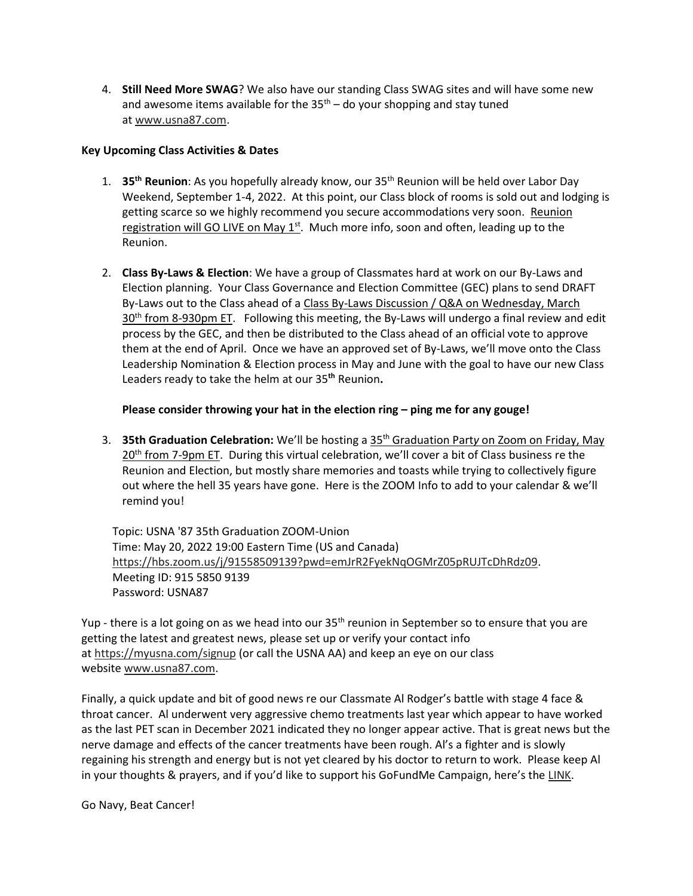4. **Still Need More SWAG**? We also have our standing Class SWAG sites and will have some new and awesome items available for the 35th – do your shopping and stay tuned at www.usna87.com.

**Key Upcoming Class Activities & Dates**

1. **35th Reunion**: As you hopefully already know, our 35th Reunion will be held over Labor Day Weekend, September 1-4, 2022. At this point, our Class block of rooms is sold out and lodging is getting scarce so we highly recommend you secure accommodations very soon. Reunion registration will GO LIVE on May 1st. Much more info, soon and often, leading up to the Reunion.

2. **Class By-Laws & Election**: We have a group of Classmates hard at work on our By-Laws and Election planning. Your Class Governance and Election Committee (GEC) plans to send DRAFT By-Laws out to the Class ahead of a Class By-Laws Discussion / Q&A on Wednesday, March 30th from 8-930pm ET. Following this meeting, the By-Laws will undergo a final review and edit process by the GEC, and then be distributed to the Class ahead of an official vote to approve them at the end of April. Once we have an approved set of By-Laws, we'll move onto the Class Leadership Nomination & Election process in May and June with the goal to have our new Class Leaders ready to take the helm at our 35th Reunion.

   **Please consider throwing your hat in the election ring – ping me for any gouge!**

3. **35th Graduation Celebration:** We'll be hosting a 35th Graduation Party on Zoom on Friday, May 20th from 7-9pm ET. During this virtual celebration, we'll cover a bit of Class business re the Reunion and Election, but mostly share memories and toasts while trying to collectively figure out where the hell 35 years have gone. Here is the ZOOM Info to add to your calendar & we'll remind you!

   Topic: USNA '87 35th Graduation ZOOM-Union
   Time: May 20, 2022 19:00 Eastern Time (US and Canada)
   https://hbs.zoom.us/j/91558509139?pwd=emJrR2FyekNqOGMrZ05pRUJTcDhRdz09.
   Meeting ID: 915 5850 9139
   Password: USNA87

Yup - there is a lot going on as we head into our 35th reunion in September so to ensure that you are getting the latest and greatest news, please set up or verify your contact info at https://myusna.com/signup (or call the USNA AA) and keep an eye on our class website www.usna87.com.

Finally, a quick update and bit of good news re our Classmate Al Rodger's battle with stage 4 face & throat cancer. Al underwent very aggressive chemo treatments last year which appear to have worked as the last PET scan in December 2021 indicated they no longer appear active. That is great news but the nerve damage and effects of the cancer treatments have been rough. Al's a fighter and is slowly regaining his strength and energy but is not yet cleared by his doctor to return to work. Please keep Al in your thoughts & prayers, and if you'd like to support his GoFundMe Campaign, here's the LINK.

Go Navy, Beat Cancer!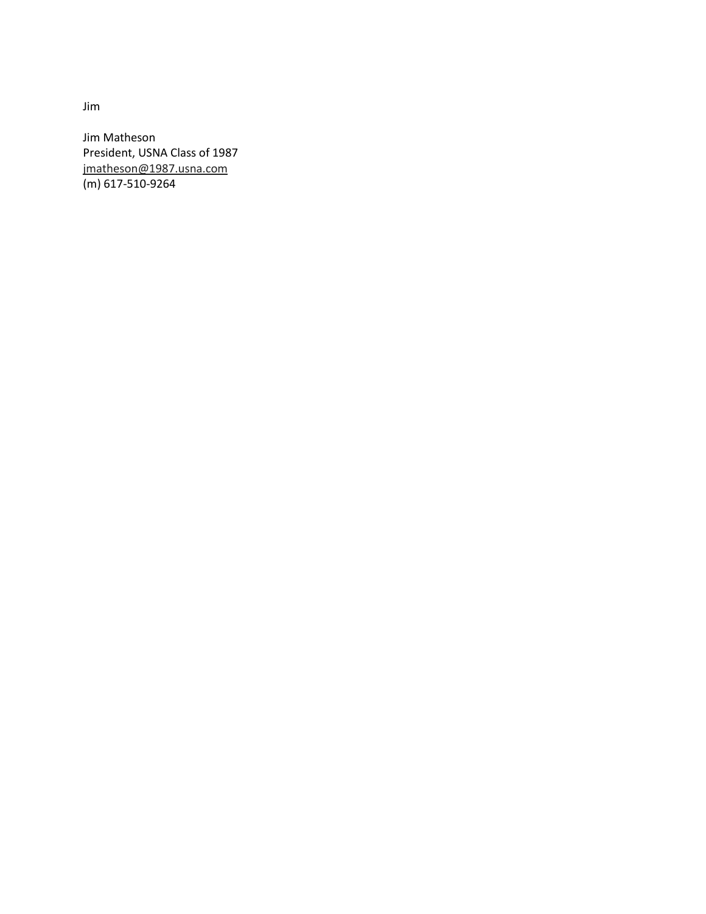Jim

Jim Matheson
President, USNA Class of 1987
jmatheson@1987.usna.com
(m) 617-510-9264